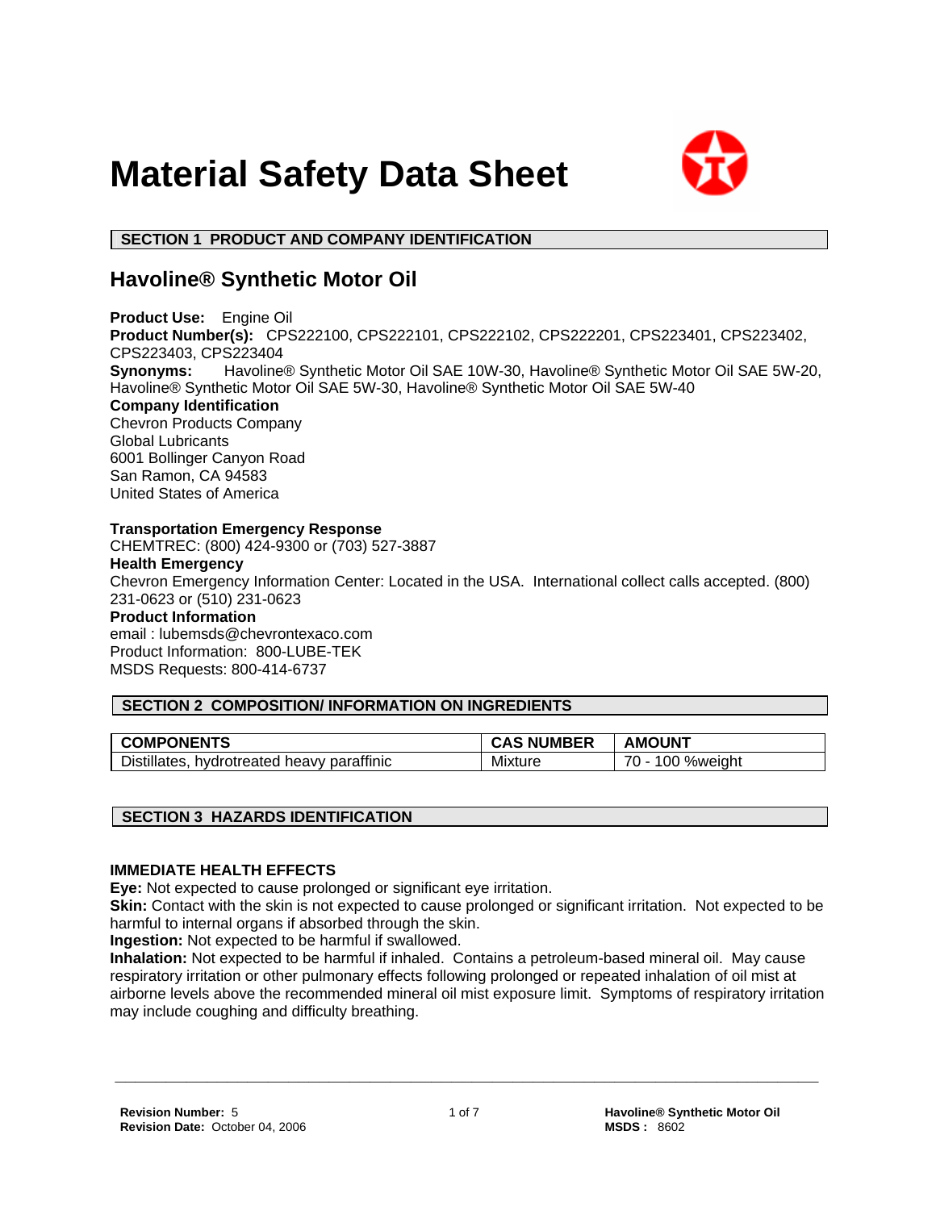# Material Safety Data Sheet

## SECTION 1 PRODUCT AND COMPANY IDENTIFICATION

### Havoline® Synthetic Motor Oil

**Product Use:** Engine Oil
**Product Number(s):** CPS222100, CPS222101, CPS222102, CPS222201, CPS223401, CPS223402, CPS223403, CPS223404
**Synonyms:** Havoline® Synthetic Motor Oil SAE 10W-30, Havoline® Synthetic Motor Oil SAE 5W-20, Havoline® Synthetic Motor Oil SAE 5W-30, Havoline® Synthetic Motor Oil SAE 5W-40
**Company Identification**
Chevron Products Company
Global Lubricants
6001 Bollinger Canyon Road
San Ramon, CA 94583
United States of America

**Transportation Emergency Response**
CHEMTREC: (800) 424-9300 or (703) 527-3887
**Health Emergency**
Chevron Emergency Information Center: Located in the USA. International collect calls accepted. (800) 231-0623 or (510) 231-0623
**Product Information**
email : lubemsds@chevrontexaco.com
Product Information: 800-LUBE-TEK
MSDS Requests: 800-414-6737

## SECTION 2 COMPOSITION/ INFORMATION ON INGREDIENTS

| COMPONENTS | CAS NUMBER | AMOUNT |
| --- | --- | --- |
| Distillates, hydrotreated heavy paraffinic | Mixture | 70 - 100 %weight |

## SECTION 3 HAZARDS IDENTIFICATION

**IMMEDIATE HEALTH EFFECTS**

**Eye:** Not expected to cause prolonged or significant eye irritation.
**Skin:** Contact with the skin is not expected to cause prolonged or significant irritation. Not expected to be harmful to internal organs if absorbed through the skin.
**Ingestion:** Not expected to be harmful if swallowed.
**Inhalation:** Not expected to be harmful if inhaled. Contains a petroleum-based mineral oil. May cause respiratory irritation or other pulmonary effects following prolonged or repeated inhalation of oil mist at airborne levels above the recommended mineral oil mist exposure limit. Symptoms of respiratory irritation may include coughing and difficulty breathing.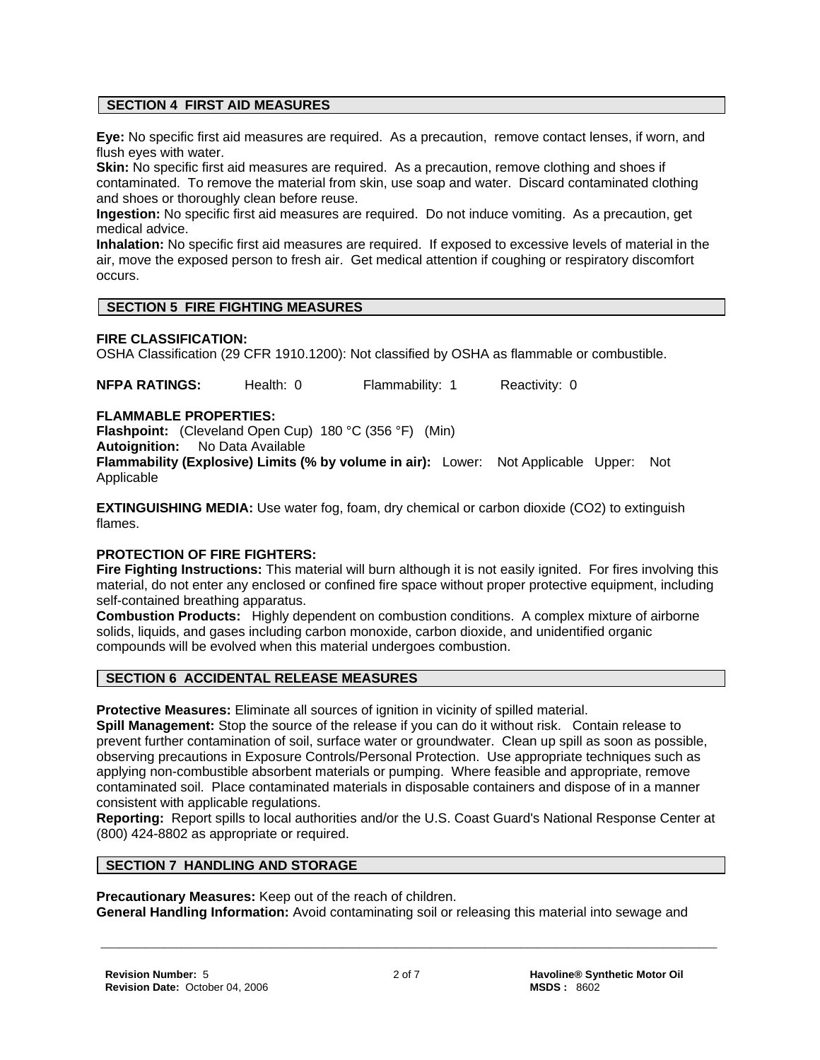## SECTION 4 FIRST AID MEASURES

**Eye:** No specific first aid measures are required. As a precaution, remove contact lenses, if worn, and flush eyes with water.
**Skin:** No specific first aid measures are required. As a precaution, remove clothing and shoes if contaminated. To remove the material from skin, use soap and water. Discard contaminated clothing and shoes or thoroughly clean before reuse.
**Ingestion:** No specific first aid measures are required. Do not induce vomiting. As a precaution, get medical advice.
**Inhalation:** No specific first aid measures are required. If exposed to excessive levels of material in the air, move the exposed person to fresh air. Get medical attention if coughing or respiratory discomfort occurs.

## SECTION 5 FIRE FIGHTING MEASURES

**FIRE CLASSIFICATION:**
OSHA Classification (29 CFR 1910.1200): Not classified by OSHA as flammable or combustible.

**NFPA RATINGS:** Health: 0 Flammability: 1 Reactivity: 0

**FLAMMABLE PROPERTIES:**
**Flashpoint:** (Cleveland Open Cup) 180 °C (356 °F) (Min)
**Autoignition:** No Data Available
**Flammability (Explosive) Limits (% by volume in air):** Lower: Not Applicable Upper: Not Applicable

**EXTINGUISHING MEDIA:** Use water fog, foam, dry chemical or carbon dioxide ($CO_2$) to extinguish flames.

**PROTECTION OF FIRE FIGHTERS:**
**Fire Fighting Instructions:** This material will burn although it is not easily ignited. For fires involving this material, do not enter any enclosed or confined fire space without proper protective equipment, including self-contained breathing apparatus.
**Combustion Products:** Highly dependent on combustion conditions. A complex mixture of airborne solids, liquids, and gases including carbon monoxide, carbon dioxide, and unidentified organic compounds will be evolved when this material undergoes combustion.

## SECTION 6 ACCIDENTAL RELEASE MEASURES

**Protective Measures:** Eliminate all sources of ignition in vicinity of spilled material.
**Spill Management:** Stop the source of the release if you can do it without risk. Contain release to prevent further contamination of soil, surface water or groundwater. Clean up spill as soon as possible, observing precautions in Exposure Controls/Personal Protection. Use appropriate techniques such as applying non-combustible absorbent materials or pumping. Where feasible and appropriate, remove contaminated soil. Place contaminated materials in disposable containers and dispose of in a manner consistent with applicable regulations.
**Reporting:** Report spills to local authorities and/or the U.S. Coast Guard's National Response Center at (800) 424-8802 as appropriate or required.

## SECTION 7 HANDLING AND STORAGE

**Precautionary Measures:** Keep out of the reach of children.
**General Handling Information:** Avoid contaminating soil or releasing this material into sewage and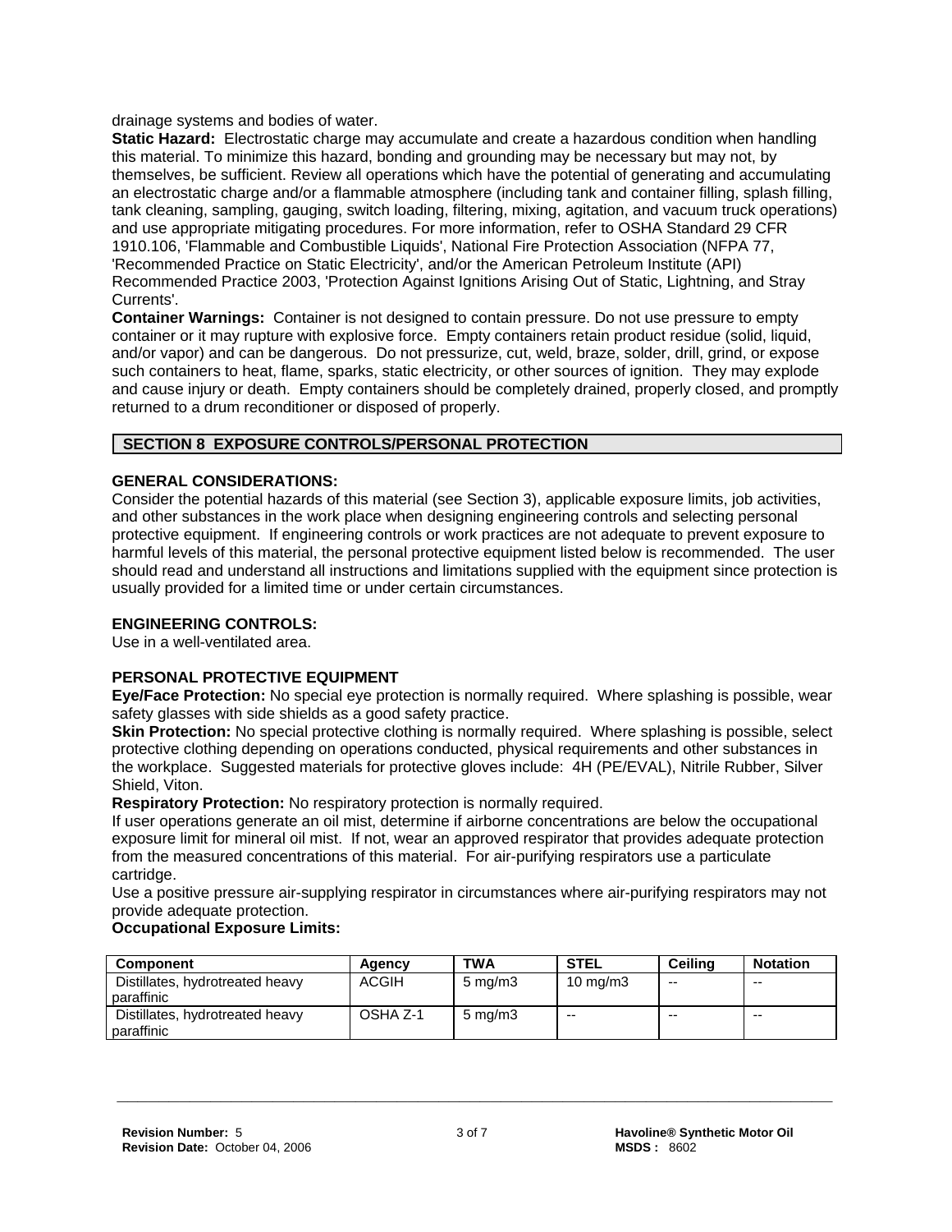drainage systems and bodies of water.

**Static Hazard:** Electrostatic charge may accumulate and create a hazardous condition when handling this material. To minimize this hazard, bonding and grounding may be necessary but may not, by themselves, be sufficient. Review all operations which have the potential of generating and accumulating an electrostatic charge and/or a flammable atmosphere (including tank and container filling, splash filling, tank cleaning, sampling, gauging, switch loading, filtering, mixing, agitation, and vacuum truck operations) and use appropriate mitigating procedures. For more information, refer to OSHA Standard 29 CFR 1910.106, 'Flammable and Combustible Liquids', National Fire Protection Association (NFPA 77, 'Recommended Practice on Static Electricity', and/or the American Petroleum Institute (API) Recommended Practice 2003, 'Protection Against Ignitions Arising Out of Static, Lightning, and Stray Currents'.

**Container Warnings:** Container is not designed to contain pressure. Do not use pressure to empty container or it may rupture with explosive force. Empty containers retain product residue (solid, liquid, and/or vapor) and can be dangerous. Do not pressurize, cut, weld, braze, solder, drill, grind, or expose such containers to heat, flame, sparks, static electricity, or other sources of ignition. They may explode and cause injury or death. Empty containers should be completely drained, properly closed, and promptly returned to a drum reconditioner or disposed of properly.

## SECTION 8 EXPOSURE CONTROLS/PERSONAL PROTECTION

### GENERAL CONSIDERATIONS:

Consider the potential hazards of this material (see Section 3), applicable exposure limits, job activities, and other substances in the work place when designing engineering controls and selecting personal protective equipment. If engineering controls or work practices are not adequate to prevent exposure to harmful levels of this material, the personal protective equipment listed below is recommended. The user should read and understand all instructions and limitations supplied with the equipment since protection is usually provided for a limited time or under certain circumstances.

### ENGINEERING CONTROLS:

Use in a well-ventilated area.

### PERSONAL PROTECTIVE EQUIPMENT

**Eye/Face Protection:** No special eye protection is normally required. Where splashing is possible, wear safety glasses with side shields as a good safety practice.

**Skin Protection:** No special protective clothing is normally required. Where splashing is possible, select protective clothing depending on operations conducted, physical requirements and other substances in the workplace. Suggested materials for protective gloves include: 4H (PE/EVAL), Nitrile Rubber, Silver Shield, Viton.

**Respiratory Protection:** No respiratory protection is normally required.

If user operations generate an oil mist, determine if airborne concentrations are below the occupational exposure limit for mineral oil mist. If not, wear an approved respirator that provides adequate protection from the measured concentrations of this material. For air-purifying respirators use a particulate cartridge.

Use a positive pressure air-supplying respirator in circumstances where air-purifying respirators may not provide adequate protection.

**Occupational Exposure Limits:**

| Component | Agency | TWA | STEL | Ceiling | Notation |
|---|---|---|---|---|---|
| Distillates, hydrotreated heavy paraffinic | ACGIH | 5 mg/m3 | 10 mg/m3 | -- | -- |
| Distillates, hydrotreated heavy paraffinic | OSHA Z-1 | 5 mg/m3 | -- | -- | -- |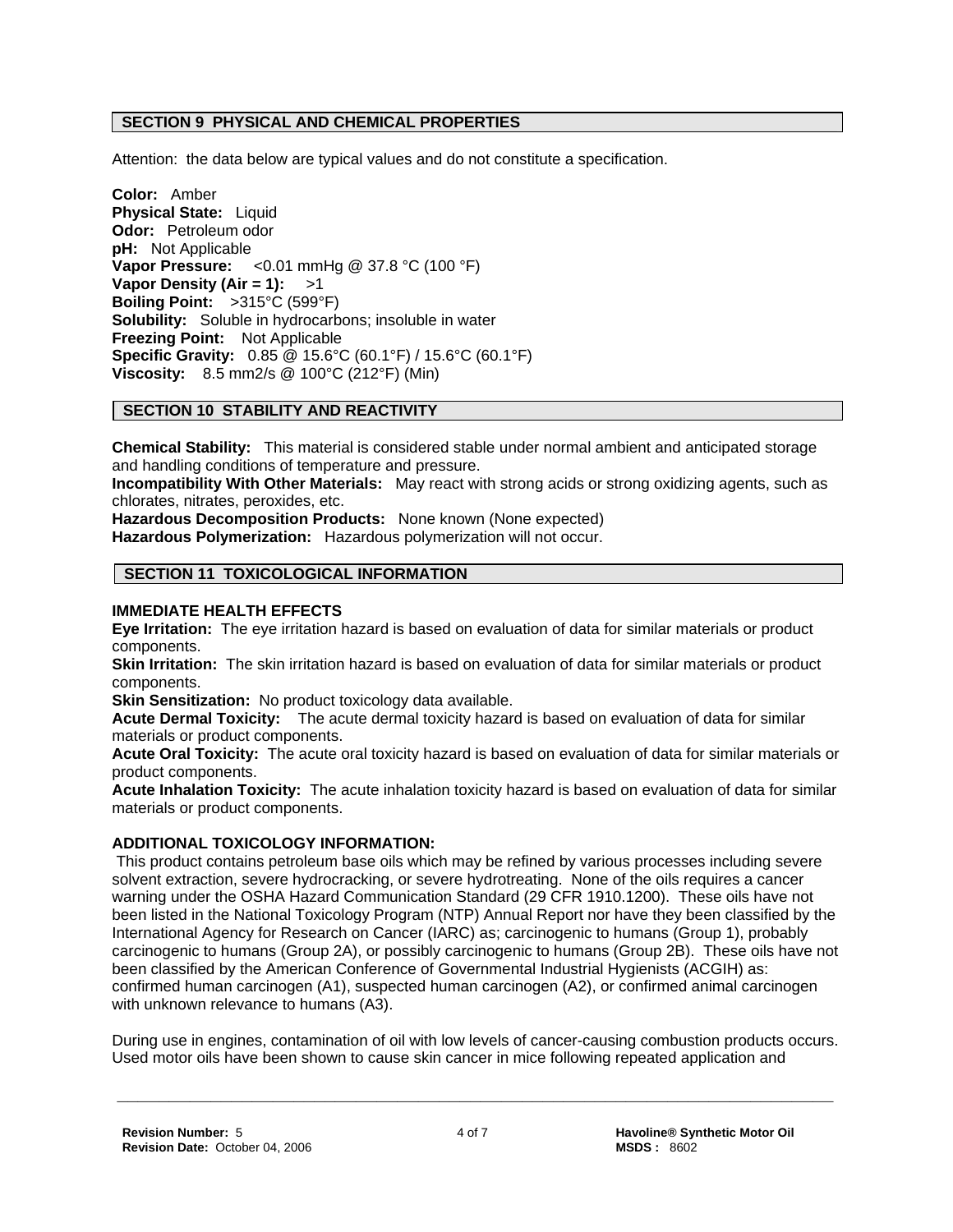## SECTION 9 PHYSICAL AND CHEMICAL PROPERTIES

Attention: the data below are typical values and do not constitute a specification.

**Color:** Amber
**Physical State:** Liquid
**Odor:** Petroleum odor
**pH:** Not Applicable
**Vapor Pressure:** <0.01 mmHg @ 37.8 °C (100 °F)
**Vapor Density (Air = 1):** >1
**Boiling Point:** >315°C (599°F)
**Solubility:** Soluble in hydrocarbons; insoluble in water
**Freezing Point:** Not Applicable
**Specific Gravity:** 0.85 @ 15.6°C (60.1°F) / 15.6°C (60.1°F)
**Viscosity:** 8.5 mm2/s @ 100°C (212°F) (Min)

## SECTION 10 STABILITY AND REACTIVITY

**Chemical Stability:** This material is considered stable under normal ambient and anticipated storage and handling conditions of temperature and pressure.
**Incompatibility With Other Materials:** May react with strong acids or strong oxidizing agents, such as chlorates, nitrates, peroxides, etc.
**Hazardous Decomposition Products:** None known (None expected)
**Hazardous Polymerization:** Hazardous polymerization will not occur.

## SECTION 11 TOXICOLOGICAL INFORMATION

### IMMEDIATE HEALTH EFFECTS

**Eye Irritation:** The eye irritation hazard is based on evaluation of data for similar materials or product components.
**Skin Irritation:** The skin irritation hazard is based on evaluation of data for similar materials or product components.
**Skin Sensitization:** No product toxicology data available.
**Acute Dermal Toxicity:** The acute dermal toxicity hazard is based on evaluation of data for similar materials or product components.
**Acute Oral Toxicity:** The acute oral toxicity hazard is based on evaluation of data for similar materials or product components.
**Acute Inhalation Toxicity:** The acute inhalation toxicity hazard is based on evaluation of data for similar materials or product components.

### ADDITIONAL TOXICOLOGY INFORMATION:

This product contains petroleum base oils which may be refined by various processes including severe solvent extraction, severe hydrocracking, or severe hydrotreating. None of the oils requires a cancer warning under the OSHA Hazard Communication Standard (29 CFR 1910.1200). These oils have not been listed in the National Toxicology Program (NTP) Annual Report nor have they been classified by the International Agency for Research on Cancer (IARC) as; carcinogenic to humans (Group 1), probably carcinogenic to humans (Group 2A), or possibly carcinogenic to humans (Group 2B). These oils have not been classified by the American Conference of Governmental Industrial Hygienists (ACGIH) as: confirmed human carcinogen (A1), suspected human carcinogen (A2), or confirmed animal carcinogen with unknown relevance to humans (A3).

During use in engines, contamination of oil with low levels of cancer-causing combustion products occurs. Used motor oils have been shown to cause skin cancer in mice following repeated application and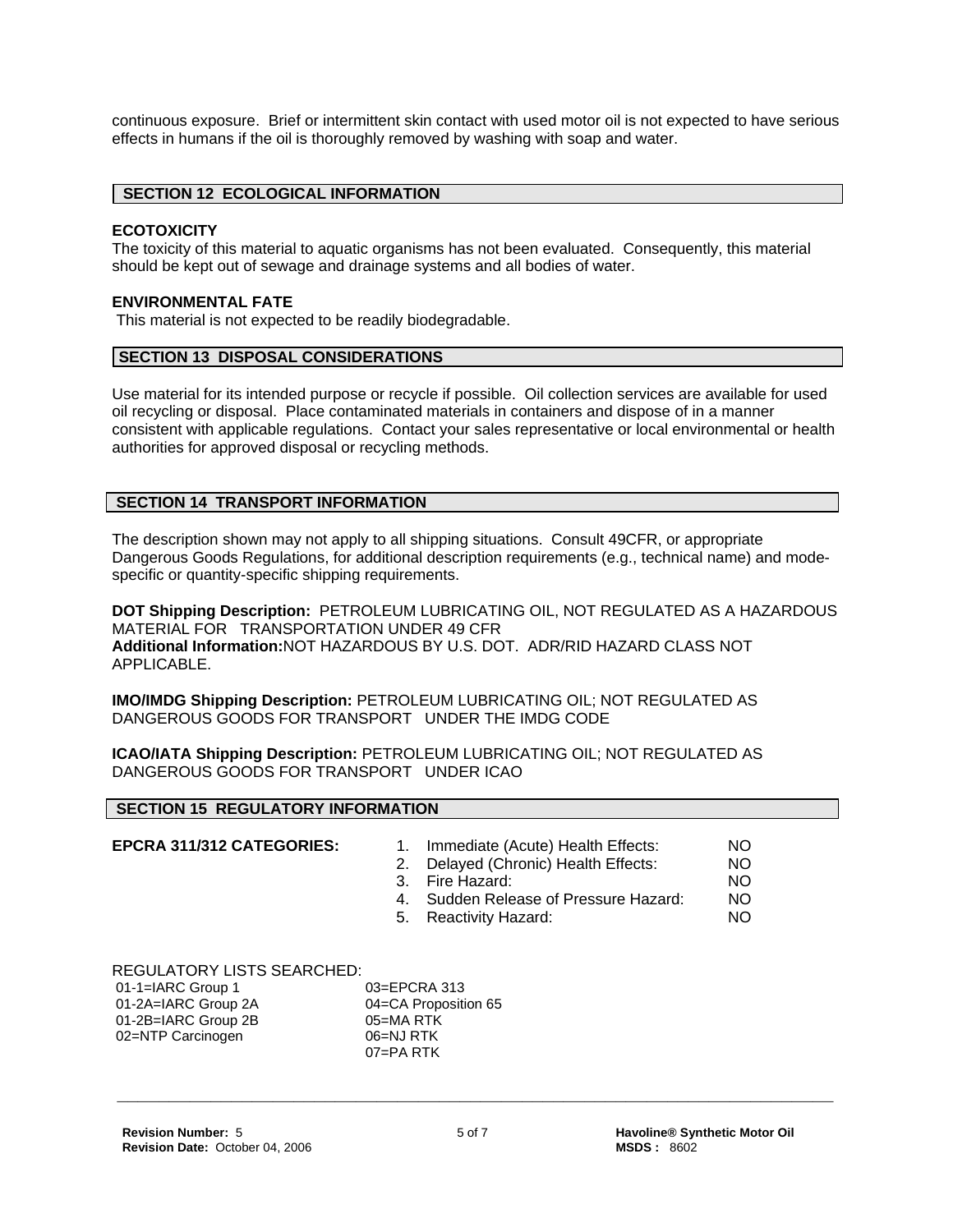continuous exposure. Brief or intermittent skin contact with used motor oil is not expected to have serious effects in humans if the oil is thoroughly removed by washing with soap and water.

## SECTION 12 ECOLOGICAL INFORMATION

**ECOTOXICITY**
The toxicity of this material to aquatic organisms has not been evaluated. Consequently, this material should be kept out of sewage and drainage systems and all bodies of water.

**ENVIRONMENTAL FATE**
This material is not expected to be readily biodegradable.

## SECTION 13 DISPOSAL CONSIDERATIONS

Use material for its intended purpose or recycle if possible. Oil collection services are available for used oil recycling or disposal. Place contaminated materials in containers and dispose of in a manner consistent with applicable regulations. Contact your sales representative or local environmental or health authorities for approved disposal or recycling methods.

## SECTION 14 TRANSPORT INFORMATION

The description shown may not apply to all shipping situations. Consult 49CFR, or appropriate Dangerous Goods Regulations, for additional description requirements (e.g., technical name) and mode-specific or quantity-specific shipping requirements.

**DOT Shipping Description:** PETROLEUM LUBRICATING OIL, NOT REGULATED AS A HAZARDOUS MATERIAL FOR TRANSPORTATION UNDER 49 CFR
**Additional Information:** NOT HAZARDOUS BY U.S. DOT. ADR/RID HAZARD CLASS NOT APPLICABLE.

**IMO/IMDG Shipping Description:** PETROLEUM LUBRICATING OIL; NOT REGULATED AS DANGEROUS GOODS FOR TRANSPORT UNDER THE IMDG CODE

**ICAO/IATA Shipping Description:** PETROLEUM LUBRICATING OIL; NOT REGULATED AS DANGEROUS GOODS FOR TRANSPORT UNDER ICAO

## SECTION 15 REGULATORY INFORMATION

**EPCRA 311/312 CATEGORIES:**

1. Immediate (Acute) Health Effects: NO
2. Delayed (Chronic) Health Effects: NO
3. Fire Hazard: NO
4. Sudden Release of Pressure Hazard: NO
5. Reactivity Hazard: NO

REGULATORY LISTS SEARCHED:

| | |
|---|---|
| 01-1=IARC Group 1 | 03=EPCRA 313 |
| 01-2A=IARC Group 2A | 04=CA Proposition 65 |
| 01-2B=IARC Group 2B | 05=MA RTK |
| 02=NTP Carcinogen | 06=NJ RTK |
| | 07=PA RTK |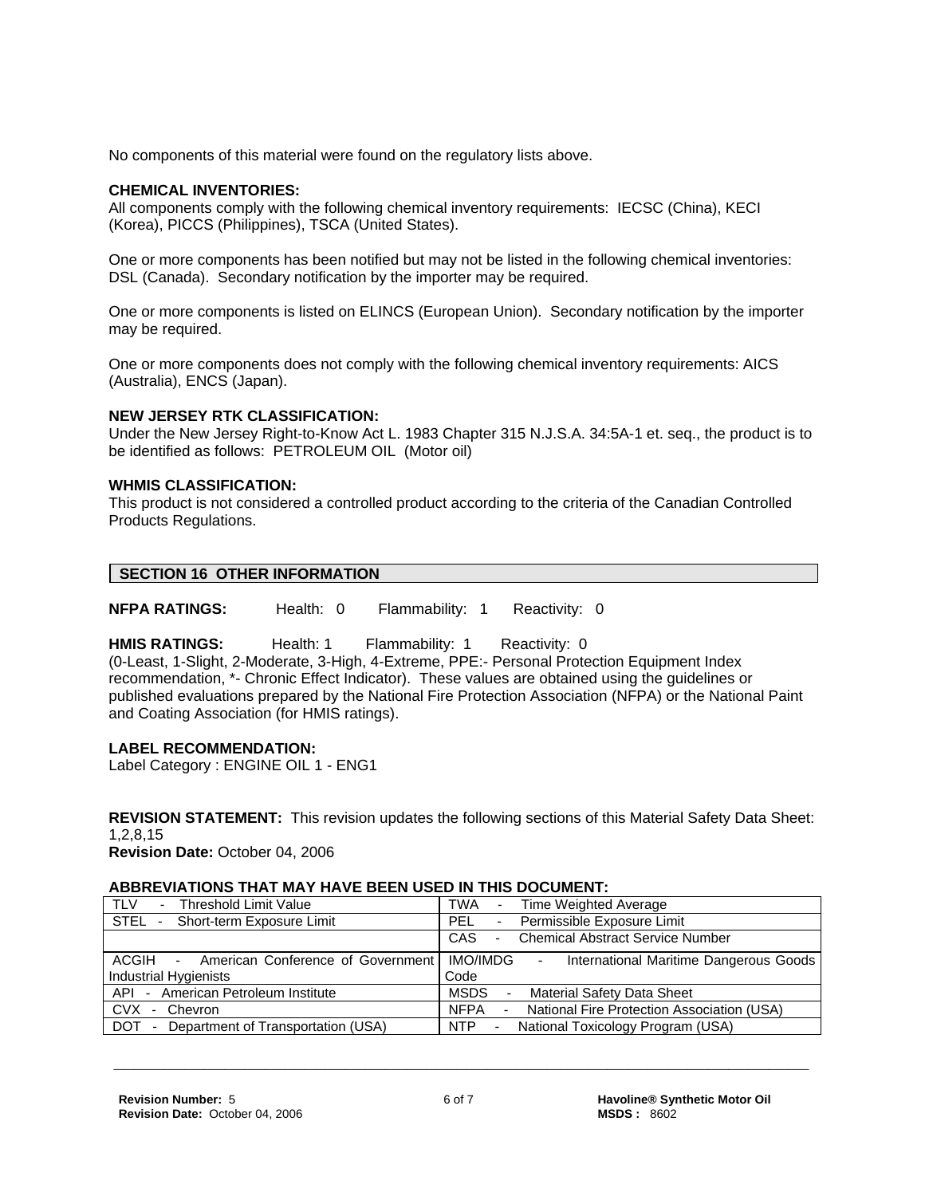No components of this material were found on the regulatory lists above.

**CHEMICAL INVENTORIES:**
All components comply with the following chemical inventory requirements: IECSC (China), KECI (Korea), PICCS (Philippines), TSCA (United States).

One or more components has been notified but may not be listed in the following chemical inventories: DSL (Canada). Secondary notification by the importer may be required.

One or more components is listed on ELINCS (European Union). Secondary notification by the importer may be required.

One or more components does not comply with the following chemical inventory requirements: AICS (Australia), ENCS (Japan).

**NEW JERSEY RTK CLASSIFICATION:**
Under the New Jersey Right-to-Know Act L. 1983 Chapter 315 N.J.S.A. 34:5A-1 et. seq., the product is to be identified as follows: PETROLEUM OIL (Motor oil)

**WHMIS CLASSIFICATION:**
This product is not considered a controlled product according to the criteria of the Canadian Controlled Products Regulations.

## SECTION 16 OTHER INFORMATION

**NFPA RATINGS:** Health: 0 Flammability: 1 Reactivity: 0

**HMIS RATINGS:** Health: 1 Flammability: 1 Reactivity: 0
(0-Least, 1-Slight, 2-Moderate, 3-High, 4-Extreme, PPE:- Personal Protection Equipment Index recommendation, *- Chronic Effect Indicator). These values are obtained using the guidelines or published evaluations prepared by the National Fire Protection Association (NFPA) or the National Paint and Coating Association (for HMIS ratings).

**LABEL RECOMMENDATION:**
Label Category : ENGINE OIL 1 - ENG1

**REVISION STATEMENT:** This revision updates the following sections of this Material Safety Data Sheet: 1,2,8,15
**Revision Date:** October 04, 2006

**ABBREVIATIONS THAT MAY HAVE BEEN USED IN THIS DOCUMENT:**

| | |
|---|---|
| TLV - Threshold Limit Value | TWA - Time Weighted Average |
| STEL - Short-term Exposure Limit | PEL - Permissible Exposure Limit |
| | CAS - Chemical Abstract Service Number |
| ACGIH - American Conference of Government Industrial Hygienists | IMO/IMDG - International Maritime Dangerous Goods Code |
| API - American Petroleum Institute | MSDS - Material Safety Data Sheet |
| CVX - Chevron | NFPA - National Fire Protection Association (USA) |
| DOT - Department of Transportation (USA) | NTP - National Toxicology Program (USA) |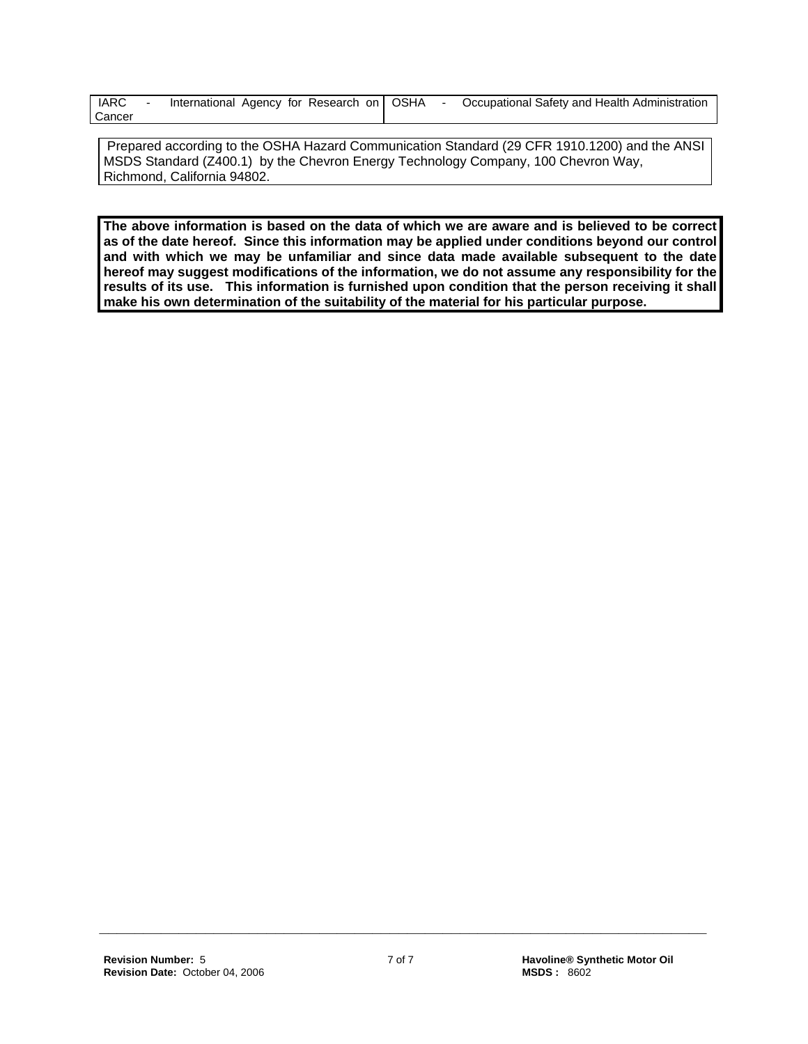| | |
|---|---|
| IARC - International Agency for Research on Cancer | OSHA - Occupational Safety and Health Administration |

Prepared according to the OSHA Hazard Communication Standard (29 CFR 1910.1200) and the ANSI MSDS Standard (Z400.1) by the Chevron Energy Technology Company, 100 Chevron Way, Richmond, California 94802.

**The above information is based on the data of which we are aware and is believed to be correct as of the date hereof. Since this information may be applied under conditions beyond our control and with which we may be unfamiliar and since data made available subsequent to the date hereof may suggest modifications of the information, we do not assume any responsibility for the results of its use. This information is furnished upon condition that the person receiving it shall make his own determination of the suitability of the material for his particular purpose.**